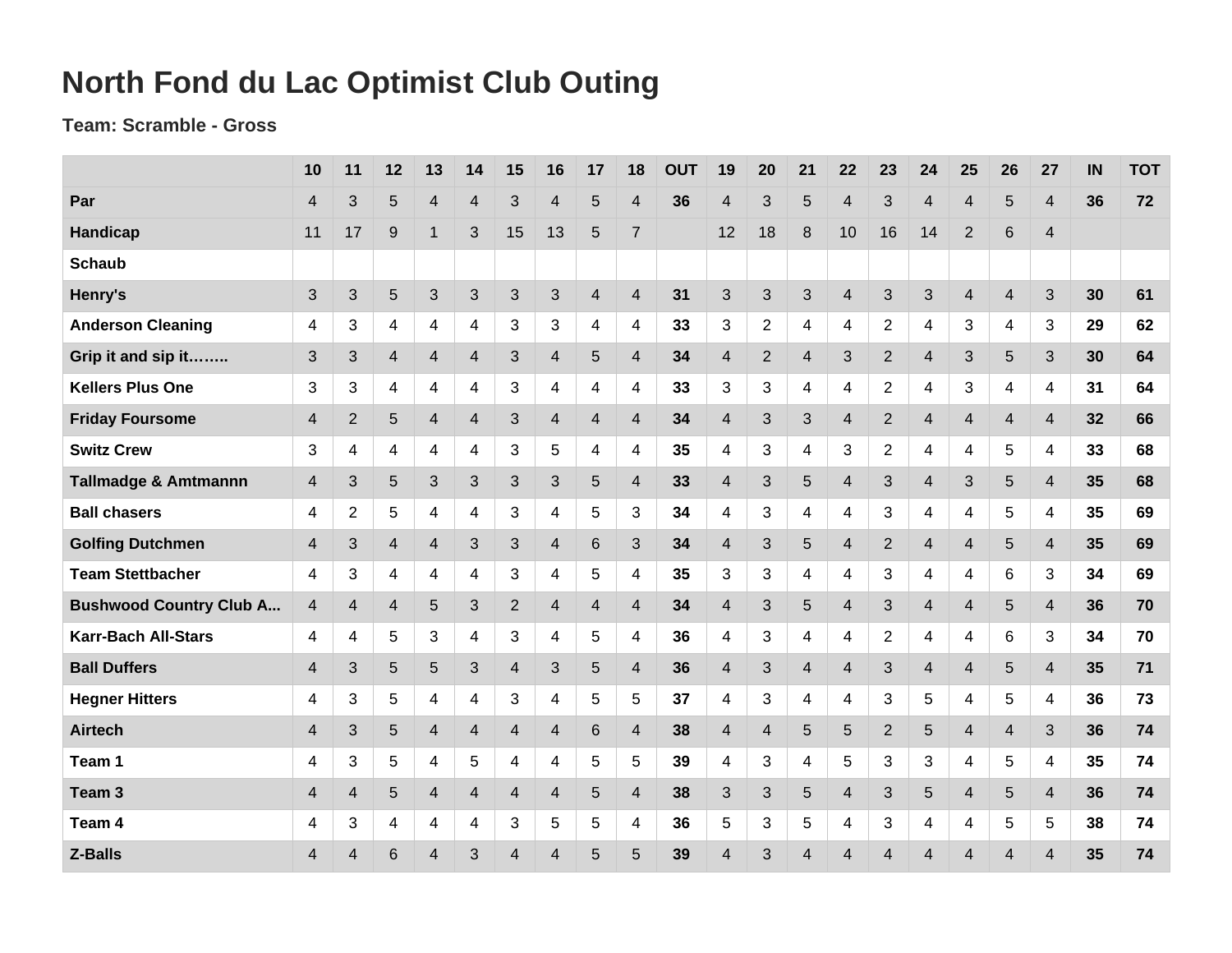# North Fond du Lac Optimist Club Outing

### Team: Scramble - Gross

| | 10 | 11 | 12 | 13 | 14 | 15 | 16 | 17 | 18 | OUT | 19 | 20 | 21 | 22 | 23 | 24 | 25 | 26 | 27 | IN | TOT |
|---|---|---|---|---|---|---|---|---|---|---|---|---|---|---|---|---|---|---|---|---|---|
| **Par** | 4 | 3 | 5 | 4 | 4 | 3 | 4 | 5 | 4 | **36** | 4 | 3 | 5 | 4 | 3 | 4 | 4 | 5 | 4 | **36** | **72** |
| **Handicap** | 11 | 17 | 9 | 1 | 3 | 15 | 13 | 5 | 7 | | 12 | 18 | 8 | 10 | 16 | 14 | 2 | 6 | 4 | | |
| **Schaub** | | | | | | | | | | | | | | | | | | | | | |
| **Henry's** | 3 | 3 | 5 | 3 | 3 | 3 | 3 | 4 | 4 | **31** | 3 | 3 | 3 | 4 | 3 | 3 | 4 | 4 | 3 | **30** | **61** |
| **Anderson Cleaning** | 4 | 3 | 4 | 4 | 4 | 3 | 3 | 4 | 4 | **33** | 3 | 2 | 4 | 4 | 2 | 4 | 3 | 4 | 3 | **29** | **62** |
| **Grip it and sip it……..** | 3 | 3 | 4 | 4 | 4 | 3 | 4 | 5 | 4 | **34** | 4 | 2 | 4 | 3 | 2 | 4 | 3 | 5 | 3 | **30** | **64** |
| **Kellers Plus One** | 3 | 3 | 4 | 4 | 4 | 3 | 4 | 4 | 4 | **33** | 3 | 3 | 4 | 4 | 2 | 4 | 3 | 4 | 4 | **31** | **64** |
| **Friday Foursome** | 4 | 2 | 5 | 4 | 4 | 3 | 4 | 4 | 4 | **34** | 4 | 3 | 3 | 4 | 2 | 4 | 4 | 4 | 4 | **32** | **66** |
| **Switz Crew** | 3 | 4 | 4 | 4 | 4 | 3 | 5 | 4 | 4 | **35** | 4 | 3 | 4 | 3 | 2 | 4 | 4 | 5 | 4 | **33** | **68** |
| **Tallmadge & Amtmannn** | 4 | 3 | 5 | 3 | 3 | 3 | 3 | 5 | 4 | **33** | 4 | 3 | 5 | 4 | 3 | 4 | 3 | 5 | 4 | **35** | **68** |
| **Ball chasers** | 4 | 2 | 5 | 4 | 4 | 3 | 4 | 5 | 3 | **34** | 4 | 3 | 4 | 4 | 3 | 4 | 4 | 5 | 4 | **35** | **69** |
| **Golfing Dutchmen** | 4 | 3 | 4 | 4 | 3 | 3 | 4 | 6 | 3 | **34** | 4 | 3 | 5 | 4 | 2 | 4 | 4 | 5 | 4 | **35** | **69** |
| **Team Stettbacher** | 4 | 3 | 4 | 4 | 4 | 3 | 4 | 5 | 4 | **35** | 3 | 3 | 4 | 4 | 3 | 4 | 4 | 6 | 3 | **34** | **69** |
| **Bushwood Country Club A...** | 4 | 4 | 4 | 5 | 3 | 2 | 4 | 4 | 4 | **34** | 4 | 3 | 5 | 4 | 3 | 4 | 4 | 5 | 4 | **36** | **70** |
| **Karr-Bach All-Stars** | 4 | 4 | 5 | 3 | 4 | 3 | 4 | 5 | 4 | **36** | 4 | 3 | 4 | 4 | 2 | 4 | 4 | 6 | 3 | **34** | **70** |
| **Ball Duffers** | 4 | 3 | 5 | 5 | 3 | 4 | 3 | 5 | 4 | **36** | 4 | 3 | 4 | 4 | 3 | 4 | 4 | 5 | 4 | **35** | **71** |
| **Hegner Hitters** | 4 | 3 | 5 | 4 | 4 | 3 | 4 | 5 | 5 | **37** | 4 | 3 | 4 | 4 | 3 | 5 | 4 | 5 | 4 | **36** | **73** |
| **Airtech** | 4 | 3 | 5 | 4 | 4 | 4 | 4 | 6 | 4 | **38** | 4 | 4 | 5 | 5 | 2 | 5 | 4 | 4 | 3 | **36** | **74** |
| **Team 1** | 4 | 3 | 5 | 4 | 5 | 4 | 4 | 5 | 5 | **39** | 4 | 3 | 4 | 5 | 3 | 3 | 4 | 5 | 4 | **35** | **74** |
| **Team 3** | 4 | 4 | 5 | 4 | 4 | 4 | 4 | 5 | 4 | **38** | 3 | 3 | 5 | 4 | 3 | 5 | 4 | 5 | 4 | **36** | **74** |
| **Team 4** | 4 | 3 | 4 | 4 | 4 | 3 | 5 | 5 | 4 | **36** | 5 | 3 | 5 | 4 | 3 | 4 | 4 | 5 | 5 | **38** | **74** |
| **Z-Balls** | 4 | 4 | 6 | 4 | 3 | 4 | 4 | 5 | 5 | **39** | 4 | 3 | 4 | 4 | 4 | 4 | 4 | 4 | 4 | **35** | **74** |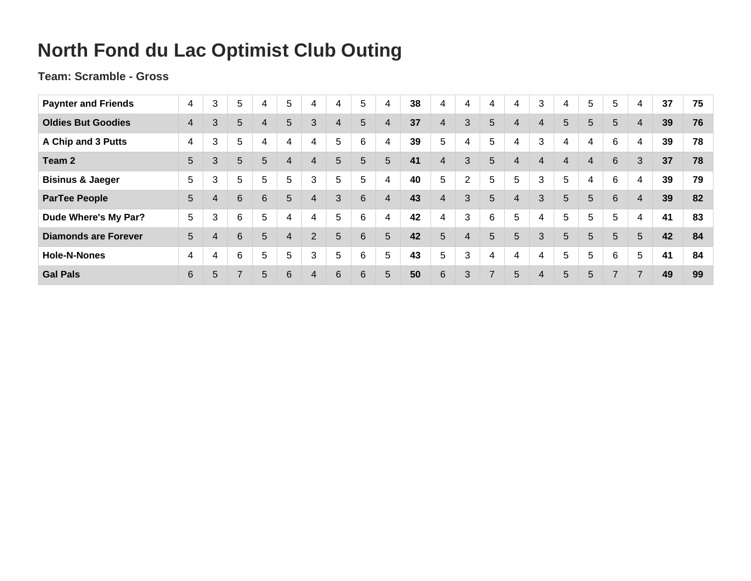# North Fond du Lac Optimist Club Outing

### Team: Scramble - Gross

| | | | | | | | | | | | | | | | | | | | | | |
|---|---|---|---|---|---|---|---|---|---|---|---|---|---|---|---|---|---|---|---|---|---|
| **Paynter and Friends** | 4 | 3 | 5 | 4 | 5 | 4 | 4 | 5 | 4 | **38** | 4 | 4 | 4 | 4 | 3 | 4 | 5 | 5 | 4 | **37** | **75** |
| **Oldies But Goodies** | 4 | 3 | 5 | 4 | 5 | 3 | 4 | 5 | 4 | **37** | 4 | 3 | 5 | 4 | 4 | 5 | 5 | 5 | 4 | **39** | **76** |
| **A Chip and 3 Putts** | 4 | 3 | 5 | 4 | 4 | 4 | 5 | 6 | 4 | **39** | 5 | 4 | 5 | 4 | 3 | 4 | 4 | 6 | 4 | **39** | **78** |
| **Team 2** | 5 | 3 | 5 | 5 | 4 | 4 | 5 | 5 | 5 | **41** | 4 | 3 | 5 | 4 | 4 | 4 | 4 | 6 | 3 | **37** | **78** |
| **Bisinus & Jaeger** | 5 | 3 | 5 | 5 | 5 | 3 | 5 | 5 | 4 | **40** | 5 | 2 | 5 | 5 | 3 | 5 | 4 | 6 | 4 | **39** | **79** |
| **ParTee People** | 5 | 4 | 6 | 6 | 5 | 4 | 3 | 6 | 4 | **43** | 4 | 3 | 5 | 4 | 3 | 5 | 5 | 6 | 4 | **39** | **82** |
| **Dude Where's My Par?** | 5 | 3 | 6 | 5 | 4 | 4 | 5 | 6 | 4 | **42** | 4 | 3 | 6 | 5 | 4 | 5 | 5 | 5 | 4 | **41** | **83** |
| **Diamonds are Forever** | 5 | 4 | 6 | 5 | 4 | 2 | 5 | 6 | 5 | **42** | 5 | 4 | 5 | 5 | 3 | 5 | 5 | 5 | 5 | **42** | **84** |
| **Hole-N-Nones** | 4 | 4 | 6 | 5 | 5 | 3 | 5 | 6 | 5 | **43** | 5 | 3 | 4 | 4 | 4 | 5 | 5 | 6 | 5 | **41** | **84** |
| **Gal Pals** | 6 | 5 | 7 | 5 | 6 | 4 | 6 | 6 | 5 | **50** | 6 | 3 | 7 | 5 | 4 | 5 | 5 | 7 | 7 | **49** | **99** |